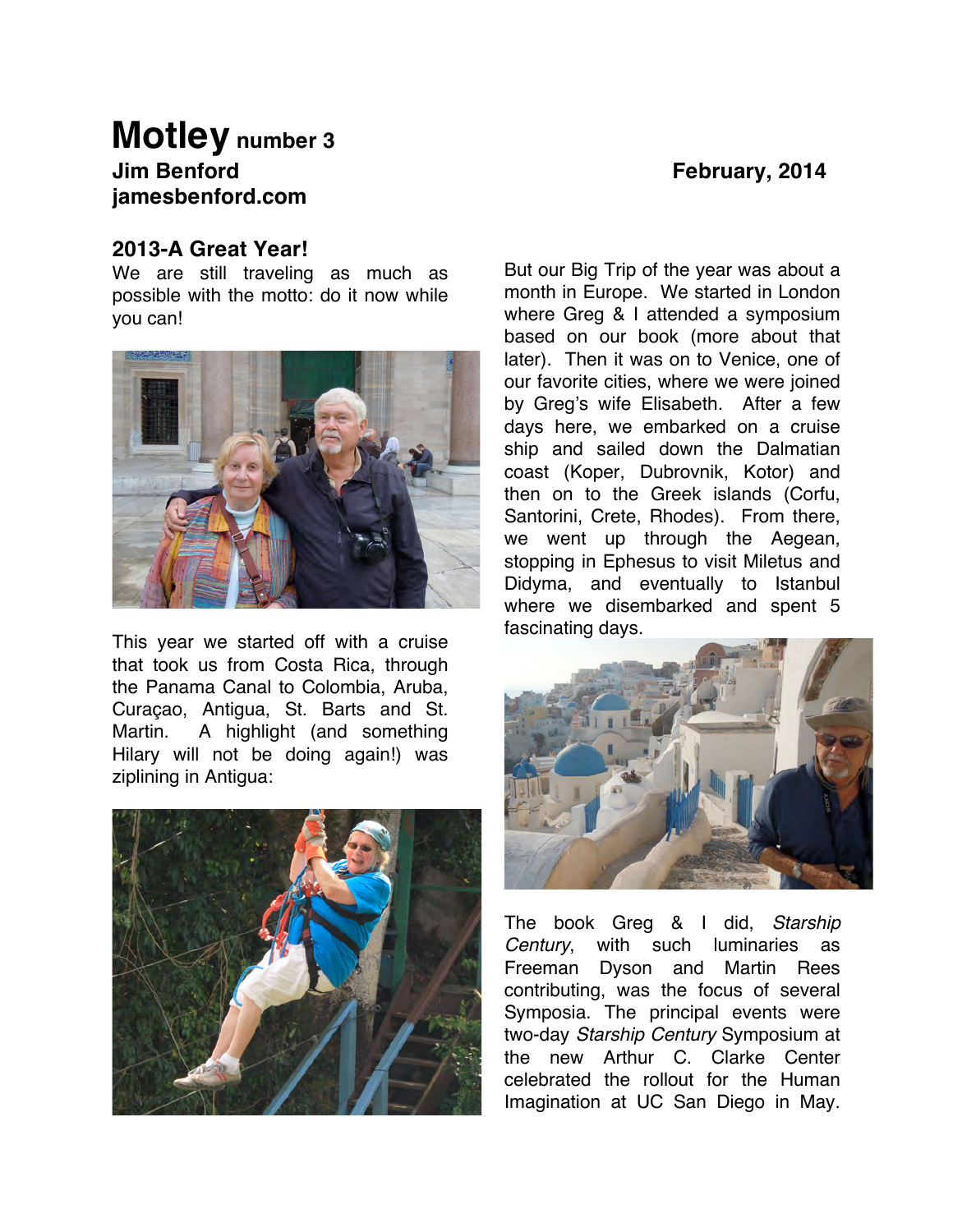# **Motley** number 3

**Jim Benford**
**jamesbenford.com**

**February, 2014**

## 2013-A Great Year!

We are still traveling as much as possible with the motto: do it now while you can!

This year we started off with a cruise that took us from Costa Rica, through the Panama Canal to Colombia, Aruba, Curaçao, Antigua, St. Barts and St. Martin. A highlight (and something Hilary will not be doing again!) was ziplining in Antigua:

But our Big Trip of the year was about a month in Europe. We started in London where Greg & I attended a symposium based on our book (more about that later). Then it was on to Venice, one of our favorite cities, where we were joined by Greg's wife Elisabeth. After a few days here, we embarked on a cruise ship and sailed down the Dalmatian coast (Koper, Dubrovnik, Kotor) and then on to the Greek islands (Corfu, Santorini, Crete, Rhodes). From there, we went up through the Aegean, stopping in Ephesus to visit Miletus and Didyma, and eventually to Istanbul where we disembarked and spent 5 fascinating days.

The book Greg & I did, *Starship Century*, with such luminaries as Freeman Dyson and Martin Rees contributing, was the focus of several Symposia. The principal events were two-day *Starship Century* Symposium at the new Arthur C. Clarke Center celebrated the rollout for the Human Imagination at UC San Diego in May.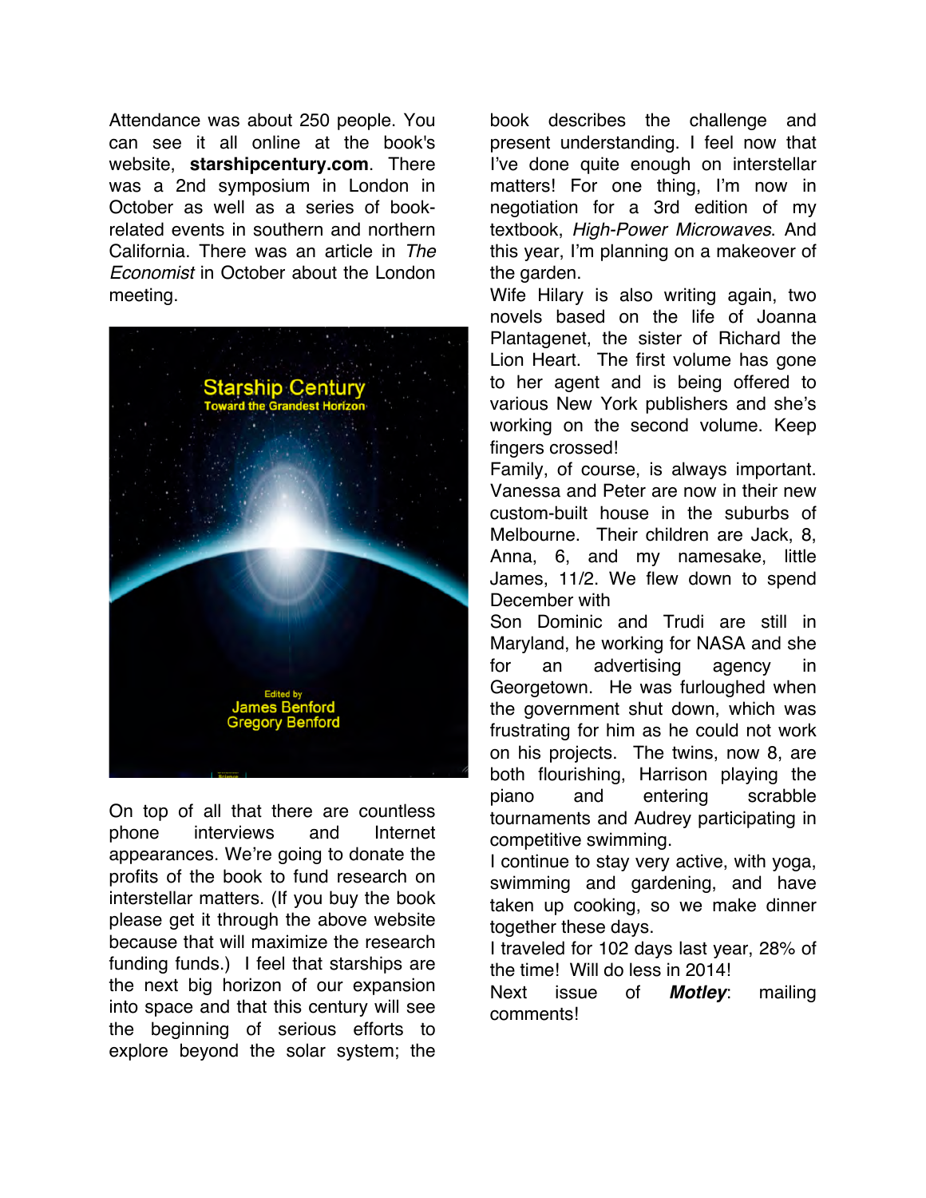Attendance was about 250 people. You can see it all online at the book's website, **starshipcentury.com**. There was a 2nd symposium in London in October as well as a series of book-related events in southern and northern California. There was an article in *The Economist* in October about the London meeting.

On top of all that there are countless phone interviews and Internet appearances. We're going to donate the profits of the book to fund research on interstellar matters. (If you buy the book please get it through the above website because that will maximize the research funding funds.) I feel that starships are the next big horizon of our expansion into space and that this century will see the beginning of serious efforts to explore beyond the solar system; the book describes the challenge and present understanding. I feel now that I've done quite enough on interstellar matters! For one thing, I'm now in negotiation for a 3rd edition of my textbook, *High-Power Microwaves*. And this year, I'm planning on a makeover of the garden.

Wife Hilary is also writing again, two novels based on the life of Joanna Plantagenet, the sister of Richard the Lion Heart. The first volume has gone to her agent and is being offered to various New York publishers and she's working on the second volume. Keep fingers crossed!

Family, of course, is always important. Vanessa and Peter are now in their new custom-built house in the suburbs of Melbourne. Their children are Jack, 8, Anna, 6, and my namesake, little James, 11/2. We flew down to spend December with

Son Dominic and Trudi are still in Maryland, he working for NASA and she for an advertising agency in Georgetown. He was furloughed when the government shut down, which was frustrating for him as he could not work on his projects. The twins, now 8, are both flourishing, Harrison playing the piano and entering scrabble tournaments and Audrey participating in competitive swimming.

I continue to stay very active, with yoga, swimming and gardening, and have taken up cooking, so we make dinner together these days.

I traveled for 102 days last year, 28% of the time! Will do less in 2014!

Next issue of ***Motley***: mailing comments!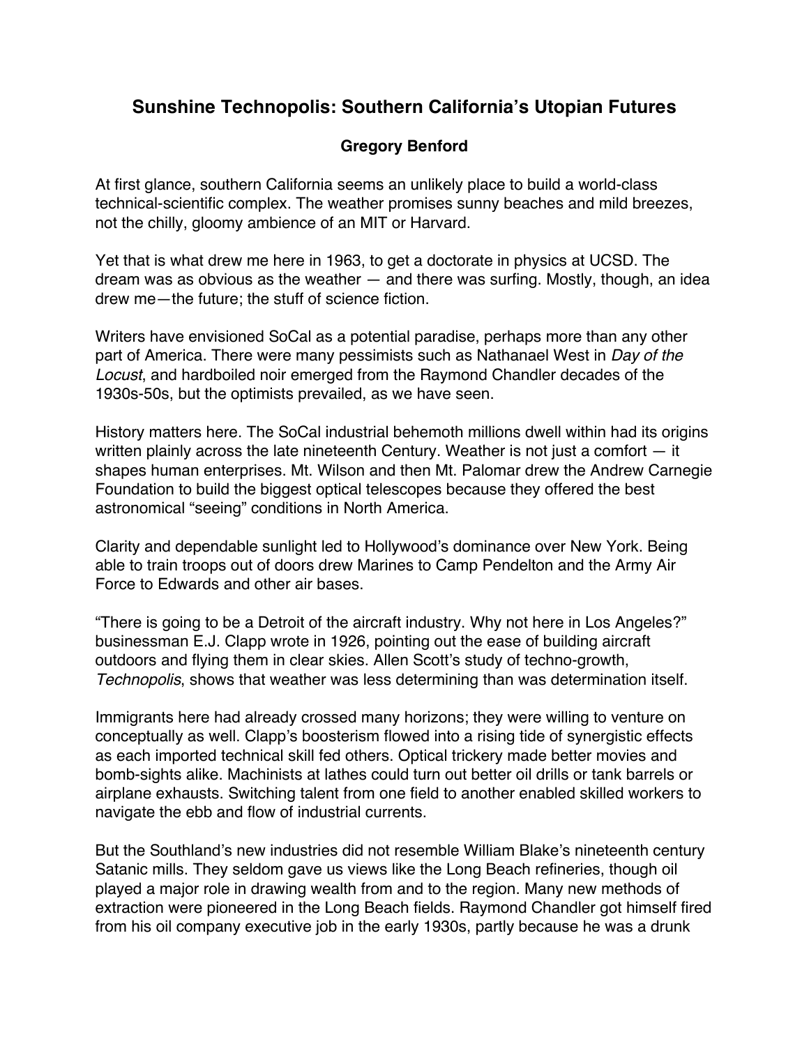## Sunshine Technopolis: Southern California's Utopian Futures

**Gregory Benford**

At first glance, southern California seems an unlikely place to build a world-class technical-scientific complex. The weather promises sunny beaches and mild breezes, not the chilly, gloomy ambience of an MIT or Harvard.

Yet that is what drew me here in 1963, to get a doctorate in physics at UCSD. The dream was as obvious as the weather — and there was surfing. Mostly, though, an idea drew me—the future; the stuff of science fiction.

Writers have envisioned SoCal as a potential paradise, perhaps more than any other part of America. There were many pessimists such as Nathanael West in *Day of the Locust*, and hardboiled noir emerged from the Raymond Chandler decades of the 1930s-50s, but the optimists prevailed, as we have seen.

History matters here. The SoCal industrial behemoth millions dwell within had its origins written plainly across the late nineteenth Century. Weather is not just a comfort — it shapes human enterprises. Mt. Wilson and then Mt. Palomar drew the Andrew Carnegie Foundation to build the biggest optical telescopes because they offered the best astronomical "seeing" conditions in North America.

Clarity and dependable sunlight led to Hollywood's dominance over New York. Being able to train troops out of doors drew Marines to Camp Pendelton and the Army Air Force to Edwards and other air bases.

"There is going to be a Detroit of the aircraft industry. Why not here in Los Angeles?" businessman E.J. Clapp wrote in 1926, pointing out the ease of building aircraft outdoors and flying them in clear skies. Allen Scott's study of techno-growth, *Technopolis*, shows that weather was less determining than was determination itself.

Immigrants here had already crossed many horizons; they were willing to venture on conceptually as well. Clapp's boosterism flowed into a rising tide of synergistic effects as each imported technical skill fed others. Optical trickery made better movies and bomb-sights alike. Machinists at lathes could turn out better oil drills or tank barrels or airplane exhausts. Switching talent from one field to another enabled skilled workers to navigate the ebb and flow of industrial currents.

But the Southland's new industries did not resemble William Blake's nineteenth century Satanic mills. They seldom gave us views like the Long Beach refineries, though oil played a major role in drawing wealth from and to the region. Many new methods of extraction were pioneered in the Long Beach fields. Raymond Chandler got himself fired from his oil company executive job in the early 1930s, partly because he was a drunk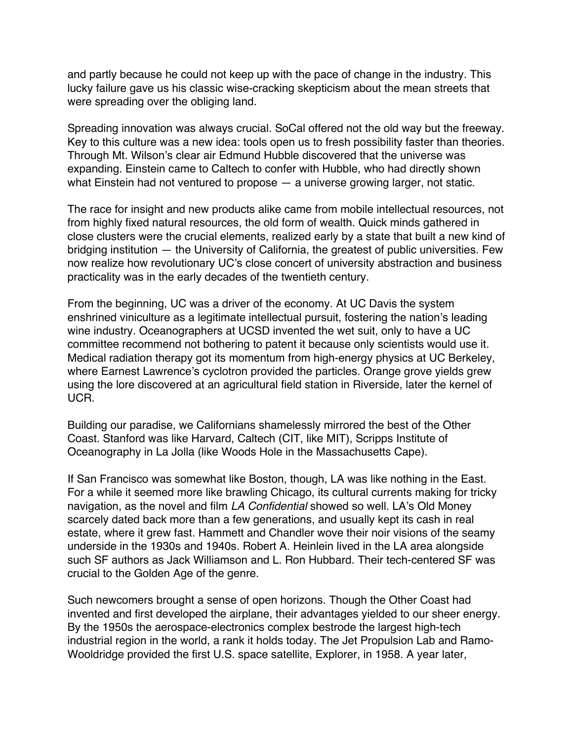and partly because he could not keep up with the pace of change in the industry. This lucky failure gave us his classic wise-cracking skepticism about the mean streets that were spreading over the obliging land.

Spreading innovation was always crucial. SoCal offered not the old way but the freeway. Key to this culture was a new idea: tools open us to fresh possibility faster than theories. Through Mt. Wilson's clear air Edmund Hubble discovered that the universe was expanding. Einstein came to Caltech to confer with Hubble, who had directly shown what Einstein had not ventured to propose — a universe growing larger, not static.

The race for insight and new products alike came from mobile intellectual resources, not from highly fixed natural resources, the old form of wealth. Quick minds gathered in close clusters were the crucial elements, realized early by a state that built a new kind of bridging institution — the University of California, the greatest of public universities. Few now realize how revolutionary UC's close concert of university abstraction and business practicality was in the early decades of the twentieth century.

From the beginning, UC was a driver of the economy. At UC Davis the system enshrined viniculture as a legitimate intellectual pursuit, fostering the nation's leading wine industry. Oceanographers at UCSD invented the wet suit, only to have a UC committee recommend not bothering to patent it because only scientists would use it. Medical radiation therapy got its momentum from high-energy physics at UC Berkeley, where Earnest Lawrence's cyclotron provided the particles. Orange grove yields grew using the lore discovered at an agricultural field station in Riverside, later the kernel of UCR.

Building our paradise, we Californians shamelessly mirrored the best of the Other Coast. Stanford was like Harvard, Caltech (CIT, like MIT), Scripps Institute of Oceanography in La Jolla (like Woods Hole in the Massachusetts Cape).

If San Francisco was somewhat like Boston, though, LA was like nothing in the East. For a while it seemed more like brawling Chicago, its cultural currents making for tricky navigation, as the novel and film *LA Confidential* showed so well. LA's Old Money scarcely dated back more than a few generations, and usually kept its cash in real estate, where it grew fast. Hammett and Chandler wove their noir visions of the seamy underside in the 1930s and 1940s. Robert A. Heinlein lived in the LA area alongside such SF authors as Jack Williamson and L. Ron Hubbard. Their tech-centered SF was crucial to the Golden Age of the genre.

Such newcomers brought a sense of open horizons. Though the Other Coast had invented and first developed the airplane, their advantages yielded to our sheer energy. By the 1950s the aerospace-electronics complex bestrode the largest high-tech industrial region in the world, a rank it holds today. The Jet Propulsion Lab and Ramo-Wooldridge provided the first U.S. space satellite, Explorer, in 1958. A year later,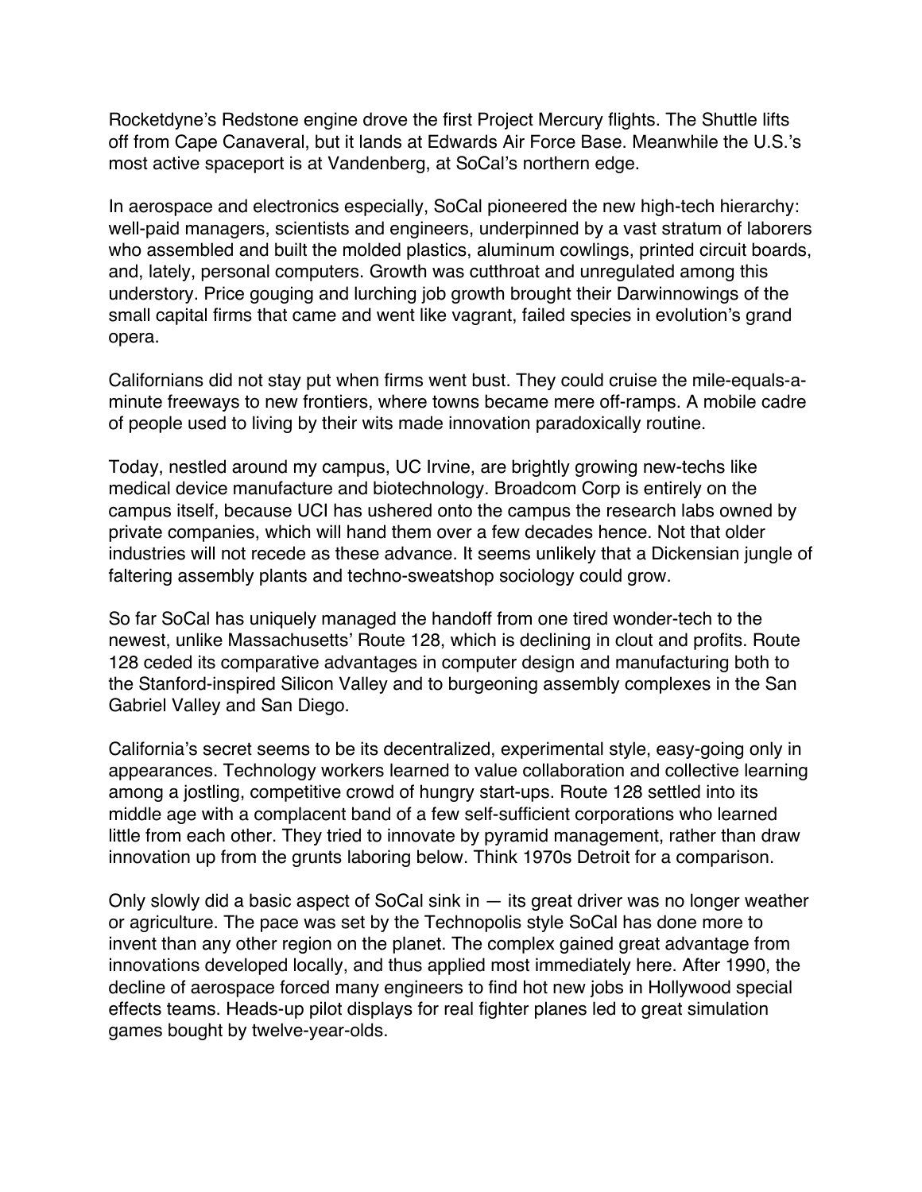Rocketdyne's Redstone engine drove the first Project Mercury flights. The Shuttle lifts off from Cape Canaveral, but it lands at Edwards Air Force Base. Meanwhile the U.S.'s most active spaceport is at Vandenberg, at SoCal's northern edge.

In aerospace and electronics especially, SoCal pioneered the new high-tech hierarchy: well-paid managers, scientists and engineers, underpinned by a vast stratum of laborers who assembled and built the molded plastics, aluminum cowlings, printed circuit boards, and, lately, personal computers. Growth was cutthroat and unregulated among this understory. Price gouging and lurching job growth brought their Darwinnowings of the small capital firms that came and went like vagrant, failed species in evolution's grand opera.

Californians did not stay put when firms went bust. They could cruise the mile-equals-a-minute freeways to new frontiers, where towns became mere off-ramps. A mobile cadre of people used to living by their wits made innovation paradoxically routine.

Today, nestled around my campus, UC Irvine, are brightly growing new-techs like medical device manufacture and biotechnology. Broadcom Corp is entirely on the campus itself, because UCI has ushered onto the campus the research labs owned by private companies, which will hand them over a few decades hence. Not that older industries will not recede as these advance. It seems unlikely that a Dickensian jungle of faltering assembly plants and techno-sweatshop sociology could grow.

So far SoCal has uniquely managed the handoff from one tired wonder-tech to the newest, unlike Massachusetts' Route 128, which is declining in clout and profits. Route 128 ceded its comparative advantages in computer design and manufacturing both to the Stanford-inspired Silicon Valley and to burgeoning assembly complexes in the San Gabriel Valley and San Diego.

California's secret seems to be its decentralized, experimental style, easy-going only in appearances. Technology workers learned to value collaboration and collective learning among a jostling, competitive crowd of hungry start-ups. Route 128 settled into its middle age with a complacent band of a few self-sufficient corporations who learned little from each other. They tried to innovate by pyramid management, rather than draw innovation up from the grunts laboring below. Think 1970s Detroit for a comparison.

Only slowly did a basic aspect of SoCal sink in — its great driver was no longer weather or agriculture. The pace was set by the Technopolis style SoCal has done more to invent than any other region on the planet. The complex gained great advantage from innovations developed locally, and thus applied most immediately here. After 1990, the decline of aerospace forced many engineers to find hot new jobs in Hollywood special effects teams. Heads-up pilot displays for real fighter planes led to great simulation games bought by twelve-year-olds.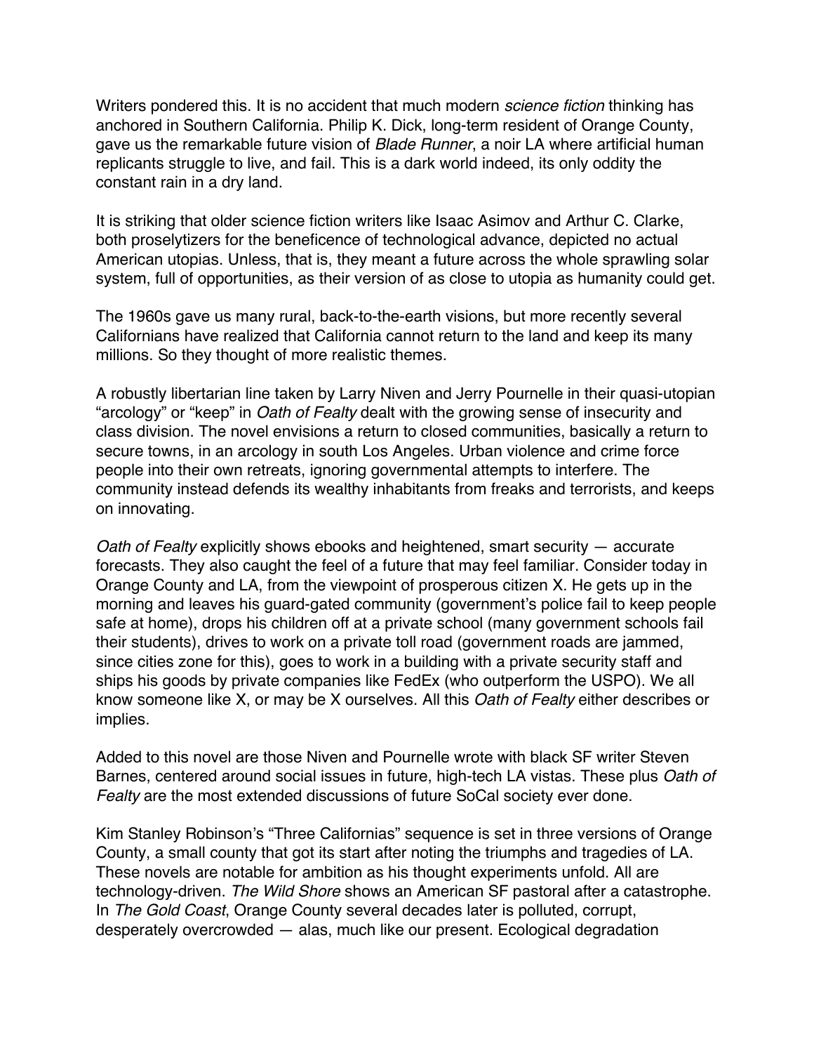Writers pondered this. It is no accident that much modern *science fiction* thinking has anchored in Southern California. Philip K. Dick, long-term resident of Orange County, gave us the remarkable future vision of *Blade Runner*, a noir LA where artificial human replicants struggle to live, and fail. This is a dark world indeed, its only oddity the constant rain in a dry land.

It is striking that older science fiction writers like Isaac Asimov and Arthur C. Clarke, both proselytizers for the beneficence of technological advance, depicted no actual American utopias. Unless, that is, they meant a future across the whole sprawling solar system, full of opportunities, as their version of as close to utopia as humanity could get.

The 1960s gave us many rural, back-to-the-earth visions, but more recently several Californians have realized that California cannot return to the land and keep its many millions. So they thought of more realistic themes.

A robustly libertarian line taken by Larry Niven and Jerry Pournelle in their quasi-utopian "arcology" or "keep" in *Oath of Fealty* dealt with the growing sense of insecurity and class division. The novel envisions a return to closed communities, basically a return to secure towns, in an arcology in south Los Angeles. Urban violence and crime force people into their own retreats, ignoring governmental attempts to interfere. The community instead defends its wealthy inhabitants from freaks and terrorists, and keeps on innovating.

*Oath of Fealty* explicitly shows ebooks and heightened, smart security — accurate forecasts. They also caught the feel of a future that may feel familiar. Consider today in Orange County and LA, from the viewpoint of prosperous citizen X. He gets up in the morning and leaves his guard-gated community (government's police fail to keep people safe at home), drops his children off at a private school (many government schools fail their students), drives to work on a private toll road (government roads are jammed, since cities zone for this), goes to work in a building with a private security staff and ships his goods by private companies like FedEx (who outperform the USPO). We all know someone like X, or may be X ourselves. All this *Oath of Fealty* either describes or implies.

Added to this novel are those Niven and Pournelle wrote with black SF writer Steven Barnes, centered around social issues in future, high-tech LA vistas. These plus *Oath of Fealty* are the most extended discussions of future SoCal society ever done.

Kim Stanley Robinson's "Three Californias" sequence is set in three versions of Orange County, a small county that got its start after noting the triumphs and tragedies of LA. These novels are notable for ambition as his thought experiments unfold. All are technology-driven. *The Wild Shore* shows an American SF pastoral after a catastrophe. In *The Gold Coast*, Orange County several decades later is polluted, corrupt, desperately overcrowded — alas, much like our present. Ecological degradation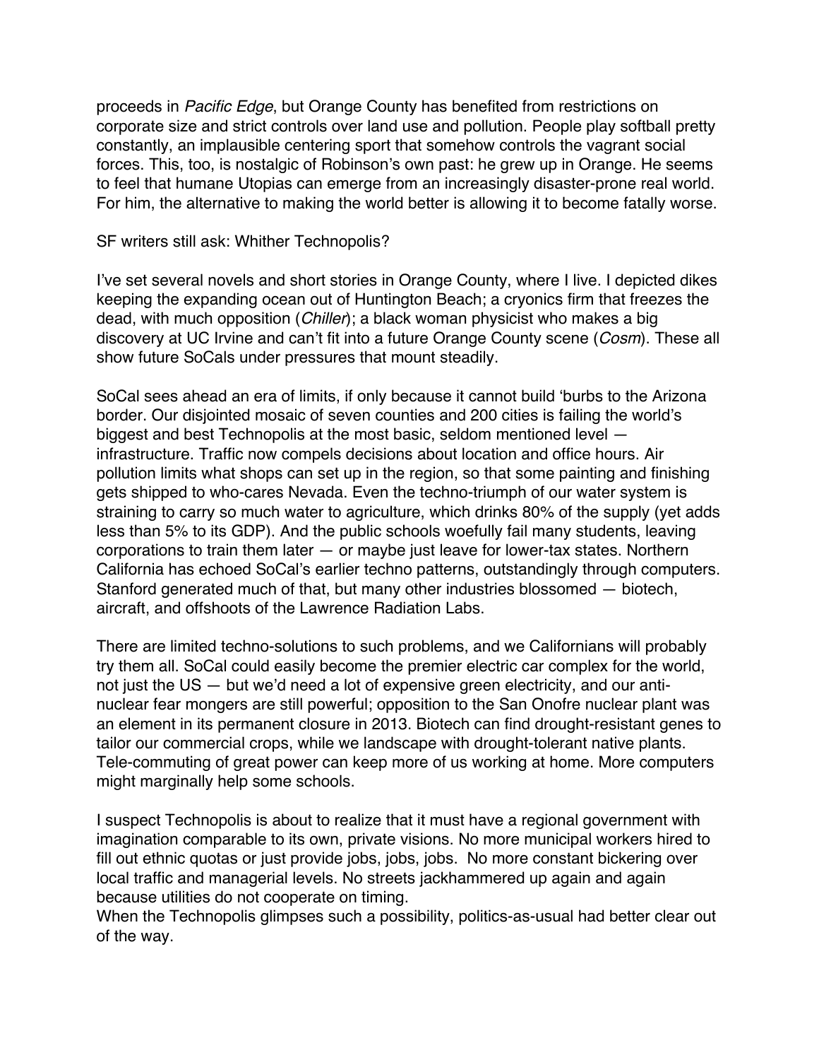proceeds in *Pacific Edge*, but Orange County has benefited from restrictions on corporate size and strict controls over land use and pollution. People play softball pretty constantly, an implausible centering sport that somehow controls the vagrant social forces. This, too, is nostalgic of Robinson's own past: he grew up in Orange. He seems to feel that humane Utopias can emerge from an increasingly disaster-prone real world. For him, the alternative to making the world better is allowing it to become fatally worse.

SF writers still ask: Whither Technopolis?

I've set several novels and short stories in Orange County, where I live. I depicted dikes keeping the expanding ocean out of Huntington Beach; a cryonics firm that freezes the dead, with much opposition (*Chiller*); a black woman physicist who makes a big discovery at UC Irvine and can't fit into a future Orange County scene (*Cosm*). These all show future SoCals under pressures that mount steadily.

SoCal sees ahead an era of limits, if only because it cannot build 'burbs to the Arizona border. Our disjointed mosaic of seven counties and 200 cities is failing the world's biggest and best Technopolis at the most basic, seldom mentioned level — infrastructure. Traffic now compels decisions about location and office hours. Air pollution limits what shops can set up in the region, so that some painting and finishing gets shipped to who-cares Nevada. Even the techno-triumph of our water system is straining to carry so much water to agriculture, which drinks 80% of the supply (yet adds less than 5% to its GDP). And the public schools woefully fail many students, leaving corporations to train them later — or maybe just leave for lower-tax states. Northern California has echoed SoCal's earlier techno patterns, outstandingly through computers. Stanford generated much of that, but many other industries blossomed — biotech, aircraft, and offshoots of the Lawrence Radiation Labs.

There are limited techno-solutions to such problems, and we Californians will probably try them all. SoCal could easily become the premier electric car complex for the world, not just the US — but we'd need a lot of expensive green electricity, and our anti-nuclear fear mongers are still powerful; opposition to the San Onofre nuclear plant was an element in its permanent closure in 2013. Biotech can find drought-resistant genes to tailor our commercial crops, while we landscape with drought-tolerant native plants. Tele-commuting of great power can keep more of us working at home. More computers might marginally help some schools.

I suspect Technopolis is about to realize that it must have a regional government with imagination comparable to its own, private visions. No more municipal workers hired to fill out ethnic quotas or just provide jobs, jobs, jobs. No more constant bickering over local traffic and managerial levels. No streets jackhammered up again and again because utilities do not cooperate on timing.
When the Technopolis glimpses such a possibility, politics-as-usual had better clear out of the way.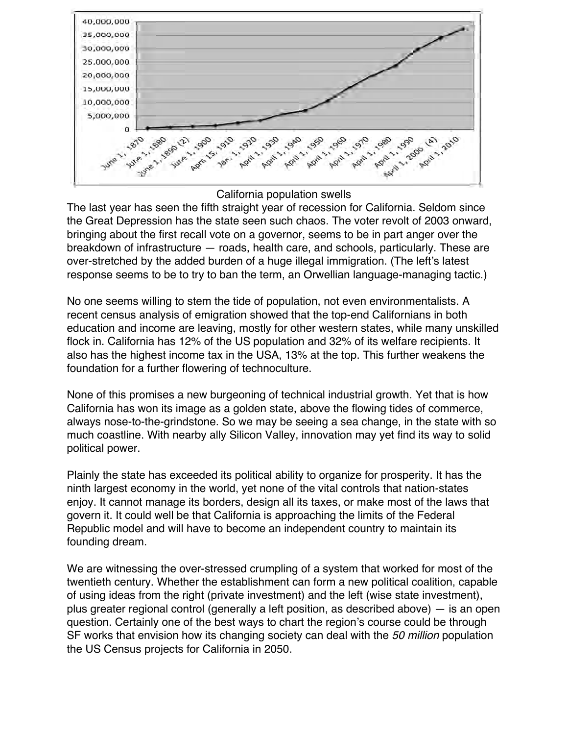40,000,000
35,000,000
30,000,000
25,000,000
20,000,000
15,000,000
10,000,000
5,000,000
0

June 1, 1870
June 1, 1880
June 1, 1890 (2)
June 1, 1900
April 15, 1910
Jan. 1, 1920
April 1, 1930
April 1, 1940
April 1, 1950
April 1, 1960
April 1, 1970
April 1, 1980
April 1, 1990
April 1, 2000 (4)
April 1, 2010

California population swells

The last year has seen the fifth straight year of recession for California. Seldom since the Great Depression has the state seen such chaos. The voter revolt of 2003 onward, bringing about the first recall vote on a governor, seems to be in part anger over the breakdown of infrastructure — roads, health care, and schools, particularly. These are over-stretched by the added burden of a huge illegal immigration. (The left's latest response seems to be to try to ban the term, an Orwellian language-managing tactic.)

No one seems willing to stem the tide of population, not even environmentalists. A recent census analysis of emigration showed that the top-end Californians in both education and income are leaving, mostly for other western states, while many unskilled flock in. California has 12% of the US population and 32% of its welfare recipients. It also has the highest income tax in the USA, 13% at the top. This further weakens the foundation for a further flowering of technoculture.

None of this promises a new burgeoning of technical industrial growth. Yet that is how California has won its image as a golden state, above the flowing tides of commerce, always nose-to-the-grindstone. So we may be seeing a sea change, in the state with so much coastline. With nearby ally Silicon Valley, innovation may yet find its way to solid political power.

Plainly the state has exceeded its political ability to organize for prosperity. It has the ninth largest economy in the world, yet none of the vital controls that nation-states enjoy. It cannot manage its borders, design all its taxes, or make most of the laws that govern it. It could well be that California is approaching the limits of the Federal Republic model and will have to become an independent country to maintain its founding dream.

We are witnessing the over-stressed crumpling of a system that worked for most of the twentieth century. Whether the establishment can form a new political coalition, capable of using ideas from the right (private investment) and the left (wise state investment), plus greater regional control (generally a left position, as described above) — is an open question. Certainly one of the best ways to chart the region's course could be through SF works that envision how its changing society can deal with the *50 million* population the US Census projects for California in 2050.